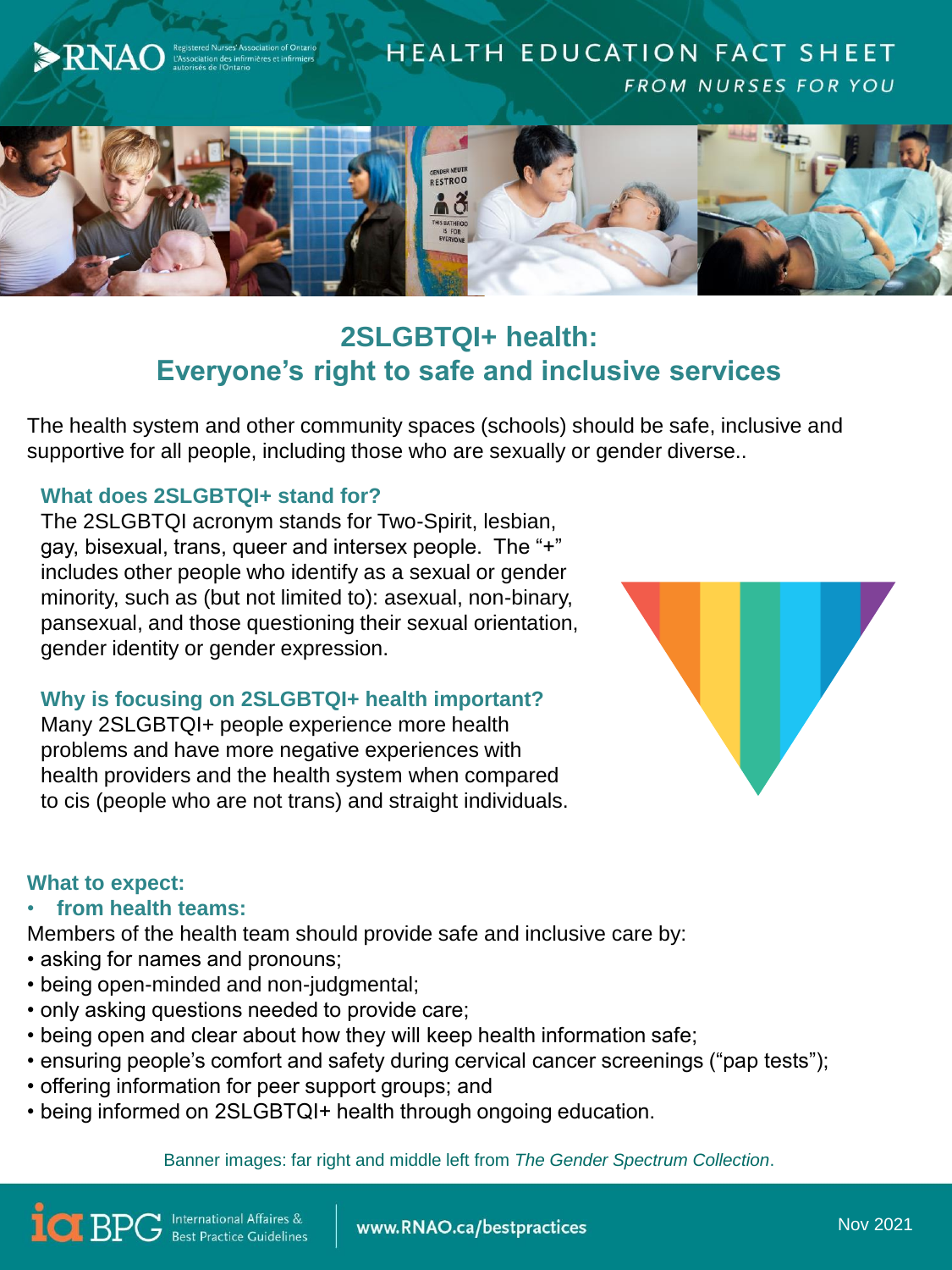HEALTH EDUCATION FACT SHEET

*FROM NURSES FOR YOU*

# 2SLGBTQI+ health: Everyone's right to safe and inclusive services

The health system and other community spaces (schools) should be safe, inclusive and supportive for all people, including those who are sexually or gender diverse..

## What does 2SLGBTQI+ stand for?

The 2SLGBTQI acronym stands for Two-Spirit, lesbian, gay, bisexual, trans, queer and intersex people. The "+" includes other people who identify as a sexual or gender minority, such as (but not limited to): asexual, non-binary, pansexual, and those questioning their sexual orientation, gender identity or gender expression.

## Why is focusing on 2SLGBTQI+ health important?

Many 2SLGBTQI+ people experience more health problems and have more negative experiences with health providers and the health system when compared to cis (people who are not trans) and straight individuals.

## What to expect:

- **from health teams:**

Members of the health team should provide safe and inclusive care by:

- asking for names and pronouns;
- being open-minded and non-judgmental;
- only asking questions needed to provide care;
- being open and clear about how they will keep health information safe;
- ensuring people's comfort and safety during cervical cancer screenings ("pap tests");
- offering information for peer support groups; and
- being informed on 2SLGBTQI+ health through ongoing education.

Banner images: far right and middle left from *The Gender Spectrum Collection*.

www.RNAO.ca/bestpractices

Nov 2021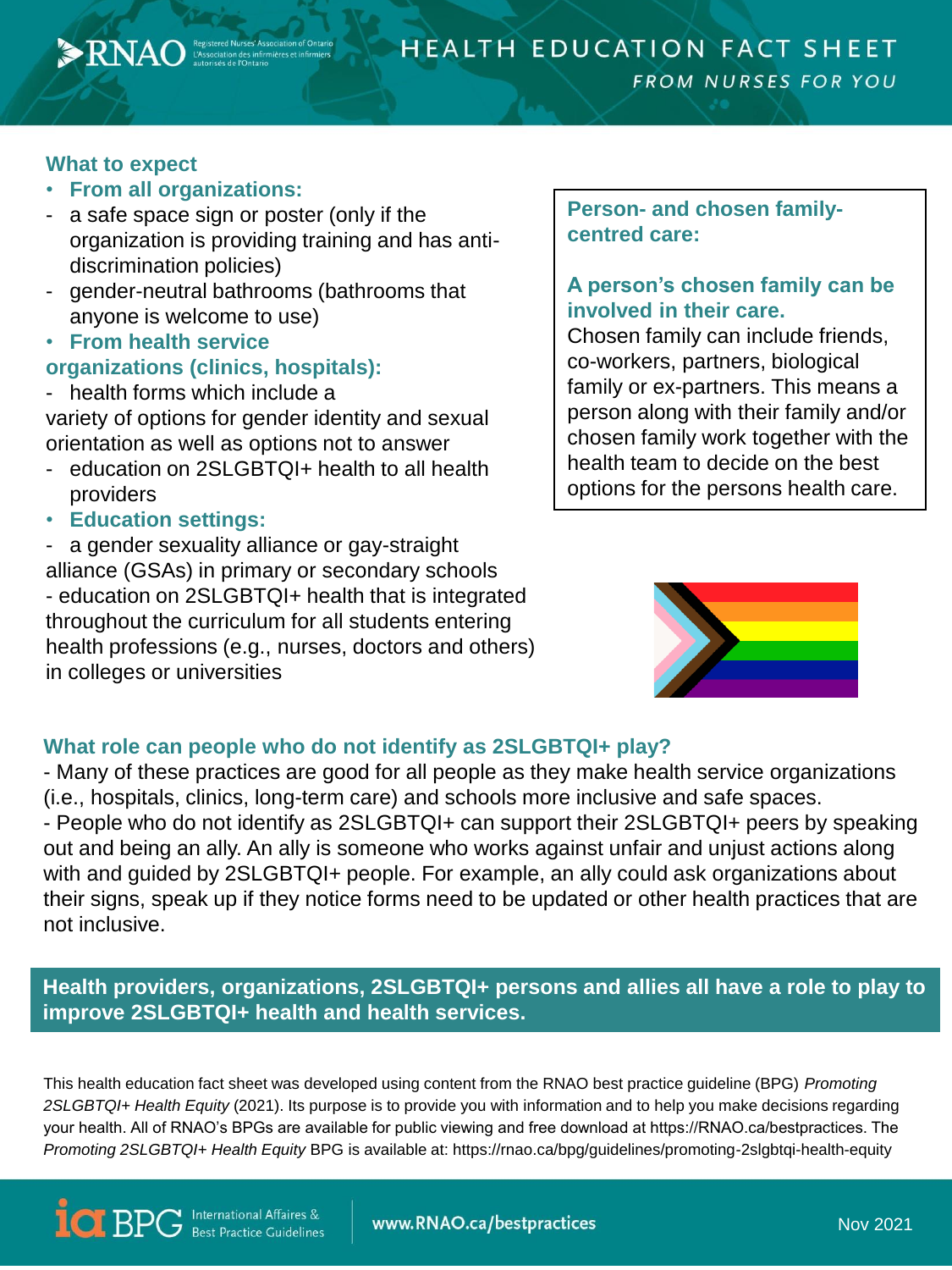## What to expect

- **From all organizations:**
  - a safe space sign or poster (only if the organization is providing training and has anti-discrimination policies)
  - gender-neutral bathrooms (bathrooms that anyone is welcome to use)
- **From health service organizations (clinics, hospitals):**
  - health forms which include a variety of options for gender identity and sexual orientation as well as options not to answer
  - education on 2SLGBTQI+ health to all health providers
- **Education settings:**
  - a gender sexuality alliance or gay-straight alliance (GSAs) in primary or secondary schools
  - education on 2SLGBTQI+ health that is integrated throughout the curriculum for all students entering health professions (e.g., nurses, doctors and others) in colleges or universities

**Person- and chosen family-centred care:**

**A person's chosen family can be involved in their care.**
Chosen family can include friends, co-workers, partners, biological family or ex-partners. This means a person along with their family and/or chosen family work together with the health team to decide on the best options for the persons health care.

## What role can people who do not identify as 2SLGBTQI+ play?

- Many of these practices are good for all people as they make health service organizations (i.e., hospitals, clinics, long-term care) and schools more inclusive and safe spaces.
- People who do not identify as 2SLGBTQI+ can support their 2SLGBTQI+ peers by speaking out and being an ally. An ally is someone who works against unfair and unjust actions along with and guided by 2SLGBTQI+ people. For example, an ally could ask organizations about their signs, speak up if they notice forms need to be updated or other health practices that are not inclusive.

**Health providers, organizations, 2SLGBTQI+ persons and allies all have a role to play to improve 2SLGBTQI+ health and health services.**

This health education fact sheet was developed using content from the RNAO best practice guideline (BPG) *Promoting 2SLGBTQI+ Health Equity* (2021). Its purpose is to provide you with information and to help you make decisions regarding your health. All of RNAO's BPGs are available for public viewing and free download at https://RNAO.ca/bestpractices. The *Promoting 2SLGBTQI+ Health Equity* BPG is available at: https://rnao.ca/bpg/guidelines/promoting-2slgbtqi-health-equity

www.RNAO.ca/bestpractices

Nov 2021